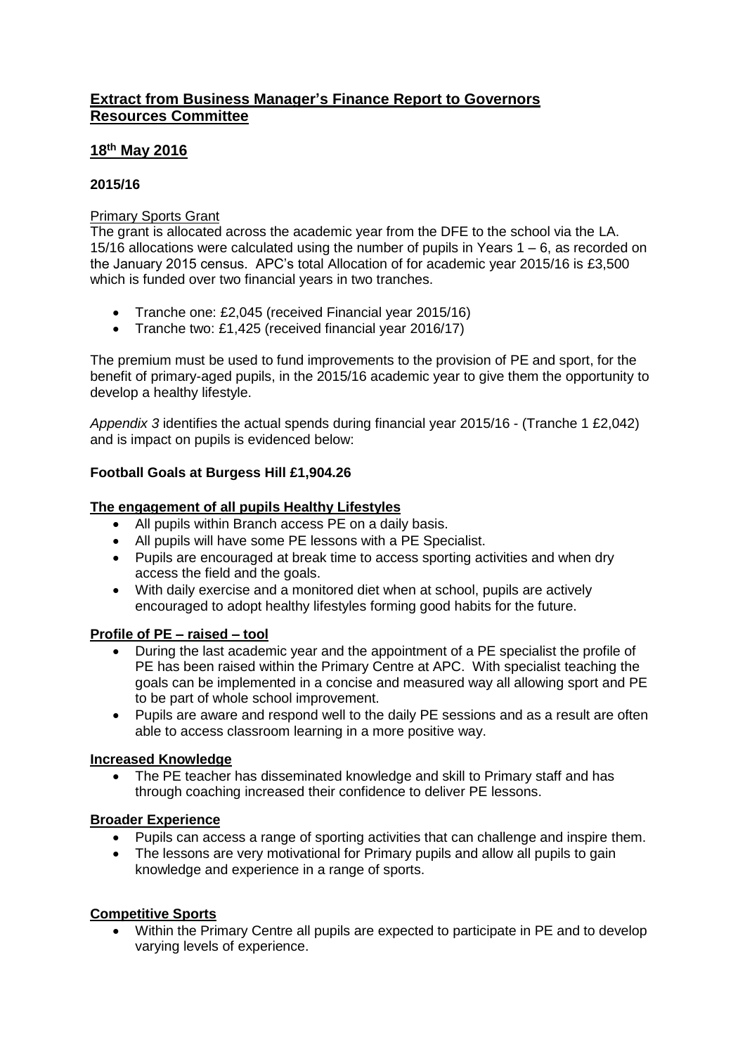## **Extract from Business Manager's Finance Report to Governors Resources Committee**

## **18th May 2016**

### **2015/16**

Primary Sports Grant

The grant is allocated across the academic year from the DFE to the school via the LA. 15/16 allocations were calculated using the number of pupils in Years 1 – 6, as recorded on the January 2015 census. APC's total Allocation of for academic year 2015/16 is £3,500 which is funded over two financial years in two tranches.

- Tranche one: £2,045 (received Financial year 2015/16)
- Tranche two: £1,425 (received financial year 2016/17)

The premium must be used to fund improvements to the provision of PE and sport, for the benefit of primary-aged pupils, in the 2015/16 academic year to give them the opportunity to develop a healthy lifestyle.

*Appendix 3* identifies the actual spends during financial year 2015/16 - (Tranche 1 £2,042) and is impact on pupils is evidenced below:

**Football Goals at Burgess Hill £1,904.26**

**The engagement of all pupils Healthy Lifestyles**

- All pupils within Branch access PE on a daily basis.
- All pupils will have some PE lessons with a PE Specialist.
- Pupils are encouraged at break time to access sporting activities and when dry access the field and the goals.
- With daily exercise and a monitored diet when at school, pupils are actively encouraged to adopt healthy lifestyles forming good habits for the future.

**Profile of PE – raised – tool**

- During the last academic year and the appointment of a PE specialist the profile of PE has been raised within the Primary Centre at APC. With specialist teaching the goals can be implemented in a concise and measured way all allowing sport and PE to be part of whole school improvement.
- Pupils are aware and respond well to the daily PE sessions and as a result are often able to access classroom learning in a more positive way.

**Increased Knowledge**

- The PE teacher has disseminated knowledge and skill to Primary staff and has through coaching increased their confidence to deliver PE lessons.

**Broader Experience**

- Pupils can access a range of sporting activities that can challenge and inspire them.
- The lessons are very motivational for Primary pupils and allow all pupils to gain knowledge and experience in a range of sports.

**Competitive Sports**

- Within the Primary Centre all pupils are expected to participate in PE and to develop varying levels of experience.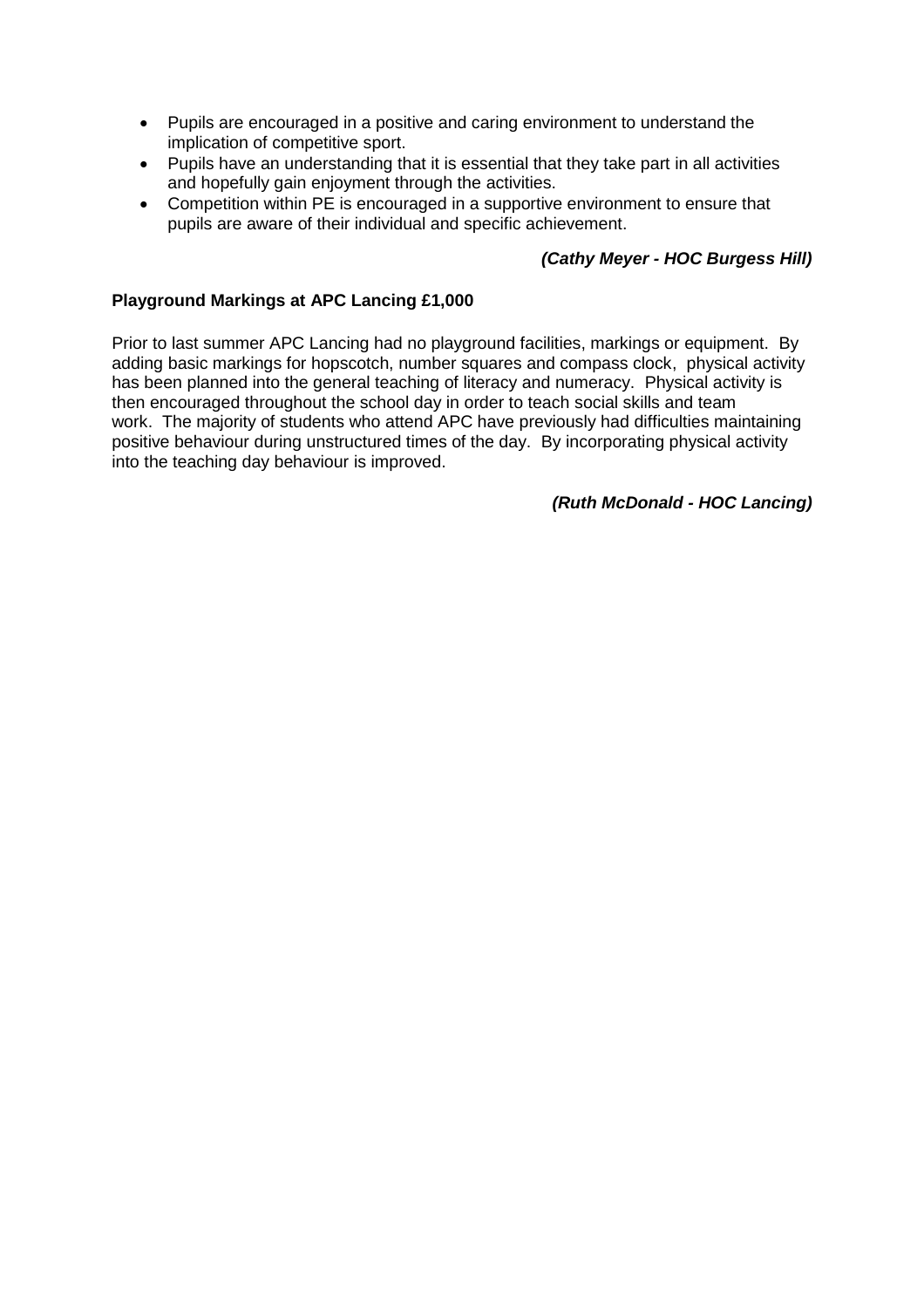- Pupils are encouraged in a positive and caring environment to understand the implication of competitive sport.
- Pupils have an understanding that it is essential that they take part in all activities and hopefully gain enjoyment through the activities.
- Competition within PE is encouraged in a supportive environment to ensure that pupils are aware of their individual and specific achievement.

***(Cathy Meyer - HOC Burgess Hill)***

**Playground Markings at APC Lancing £1,000**

Prior to last summer APC Lancing had no playground facilities, markings or equipment. By adding basic markings for hopscotch, number squares and compass clock, physical activity has been planned into the general teaching of literacy and numeracy. Physical activity is then encouraged throughout the school day in order to teach social skills and team work. The majority of students who attend APC have previously had difficulties maintaining positive behaviour during unstructured times of the day. By incorporating physical activity into the teaching day behaviour is improved.

***(Ruth McDonald - HOC Lancing)***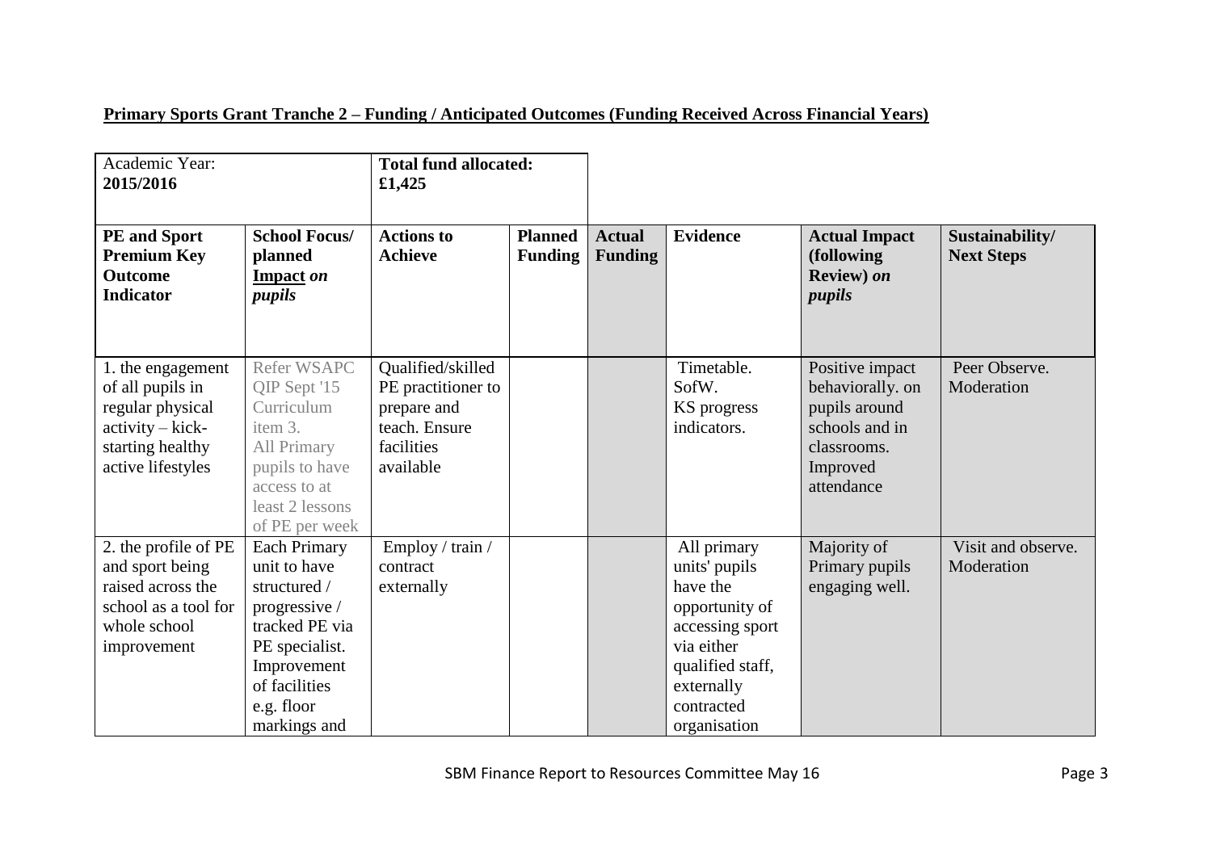**Primary Sports Grant Tranche 2 – Funding / Anticipated Outcomes (Funding Received Across Financial Years)**

| Academic Year: **2015/2016** | | **Total fund allocated: £1,425** | | | | | |
|---|---|---|---|---|---|---|---|
| **PE and Sport Premium Key Outcome Indicator** | **School Focus/ planned <u>Impact</u> *on pupils*** | **Actions to Achieve** | **Planned Funding** | **Actual Funding** | **Evidence** | **Actual Impact (following Review) *on pupils*** | **Sustainability/ Next Steps** |
| 1. the engagement of all pupils in regular physical activity – kick-starting healthy active lifestyles | Refer WSAPC QIP Sept '15 Curriculum item 3. All Primary pupils to have access to at least 2 lessons of PE per week | Qualified/skilled PE practitioner to prepare and teach. Ensure facilities available | | | Timetable. SofW. KS progress indicators. | Positive impact behaviorally. on pupils around schools and in classrooms. Improved attendance | Peer Observe. Moderation |
| 2. the profile of PE and sport being raised across the school as a tool for whole school improvement | Each Primary unit to have structured / progressive / tracked PE via PE specialist. Improvement of facilities e.g. floor markings and | Employ / train / contract externally | | | All primary units' pupils have the opportunity of accessing sport via either qualified staff, externally contracted organisation | Majority of Primary pupils engaging well. | Visit and observe. Moderation |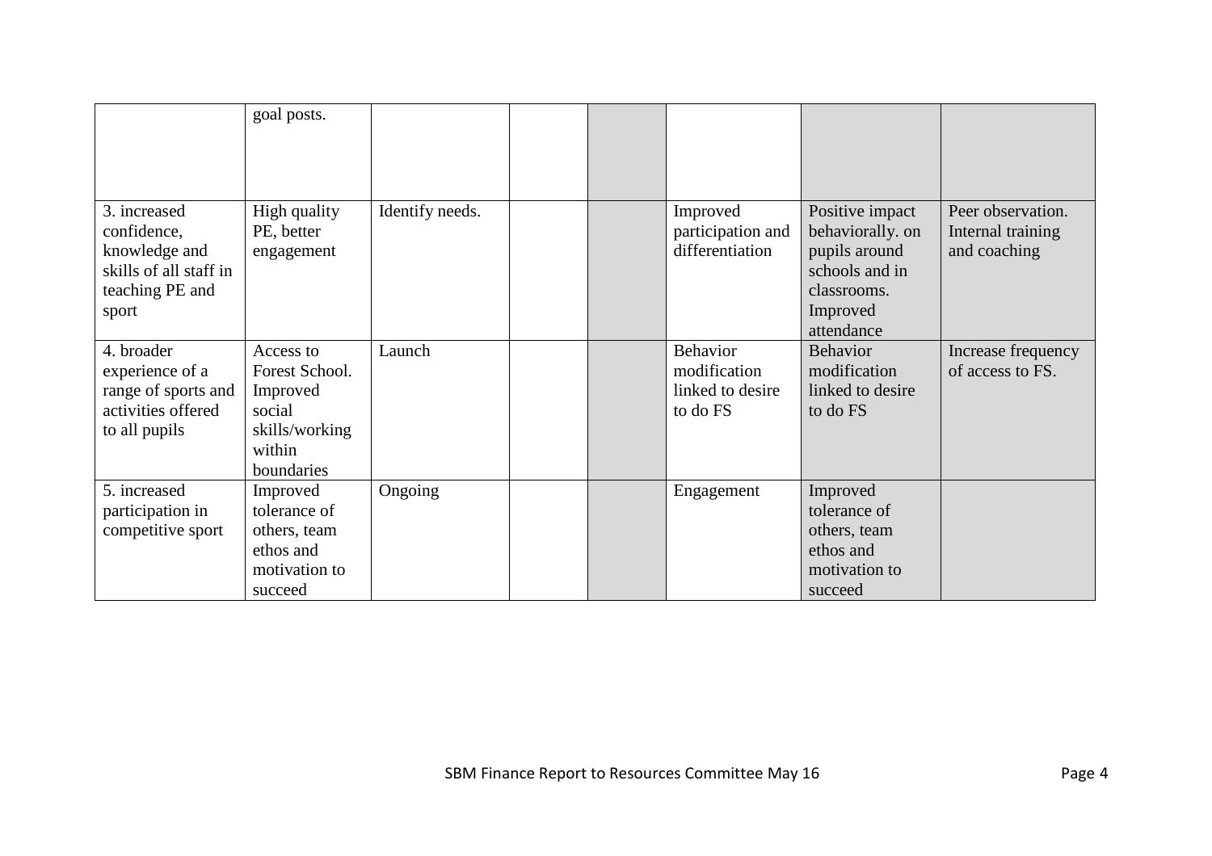| | | | | | | | |
|---|---|---|---|---|---|---|---|
| | goal posts. | | | | | | |
| 3. increased confidence, knowledge and skills of all staff in teaching PE and sport | High quality PE, better engagement | Identify needs. | | | Improved participation and differentiation | Positive impact behaviorally. on pupils around schools and in classrooms. Improved attendance | Peer observation. Internal training and coaching |
| 4. broader experience of a range of sports and activities offered to all pupils | Access to Forest School. Improved social skills/working within boundaries | Launch | | | Behavior modification linked to desire to do FS | Behavior modification linked to desire to do FS | Increase frequency of access to FS. |
| 5. increased participation in competitive sport | Improved tolerance of others, team ethos and motivation to succeed | Ongoing | | | Engagement | Improved tolerance of others, team ethos and motivation to succeed | |